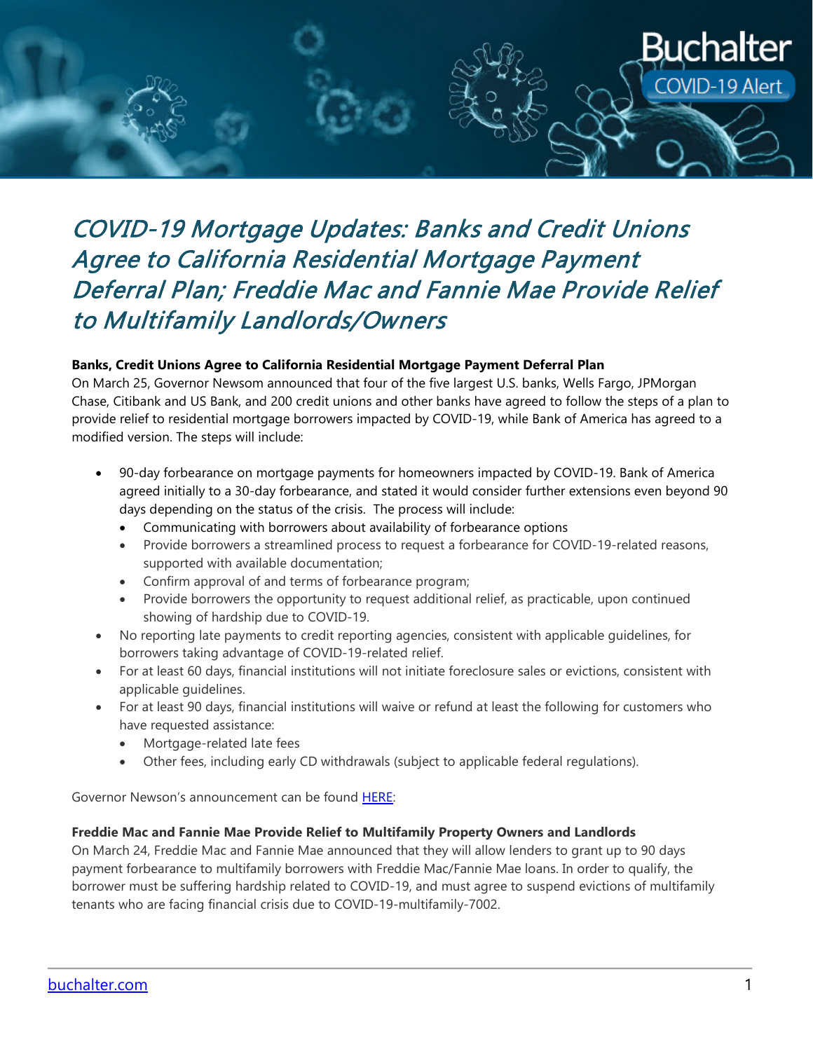# COVID-19 Mortgage Updates: Banks and Credit Unions Agree to California Residential Mortgage Payment Deferral Plan; Freddie Mac and Fannie Mae Provide Relief to Multifamily Landlords/Owners

**Banks, Credit Unions Agree to California Residential Mortgage Payment Deferral Plan**

On March 25, Governor Newsom announced that four of the five largest U.S. banks, Wells Fargo, JPMorgan Chase, Citibank and US Bank, and 200 credit unions and other banks have agreed to follow the steps of a plan to provide relief to residential mortgage borrowers impacted by COVID-19, while Bank of America has agreed to a modified version. The steps will include:

- 90-day forbearance on mortgage payments for homeowners impacted by COVID-19. Bank of America agreed initially to a 30-day forbearance, and stated it would consider further extensions even beyond 90 days depending on the status of the crisis. The process will include:
  - Communicating with borrowers about availability of forbearance options
  - Provide borrowers a streamlined process to request a forbearance for COVID-19-related reasons, supported with available documentation;
  - Confirm approval of and terms of forbearance program;
  - Provide borrowers the opportunity to request additional relief, as practicable, upon continued showing of hardship due to COVID-19.
- No reporting late payments to credit reporting agencies, consistent with applicable guidelines, for borrowers taking advantage of COVID-19-related relief.
- For at least 60 days, financial institutions will not initiate foreclosure sales or evictions, consistent with applicable guidelines.
- For at least 90 days, financial institutions will waive or refund at least the following for customers who have requested assistance:
  - Mortgage-related late fees
  - Other fees, including early CD withdrawals (subject to applicable federal regulations).

Governor Newson's announcement can be found HERE:

**Freddie Mac and Fannie Mae Provide Relief to Multifamily Property Owners and Landlords**

On March 24, Freddie Mac and Fannie Mae announced that they will allow lenders to grant up to 90 days payment forbearance to multifamily borrowers with Freddie Mac/Fannie Mae loans. In order to qualify, the borrower must be suffering hardship related to COVID-19, and must agree to suspend evictions of multifamily tenants who are facing financial crisis due to COVID-19-multifamily-7002.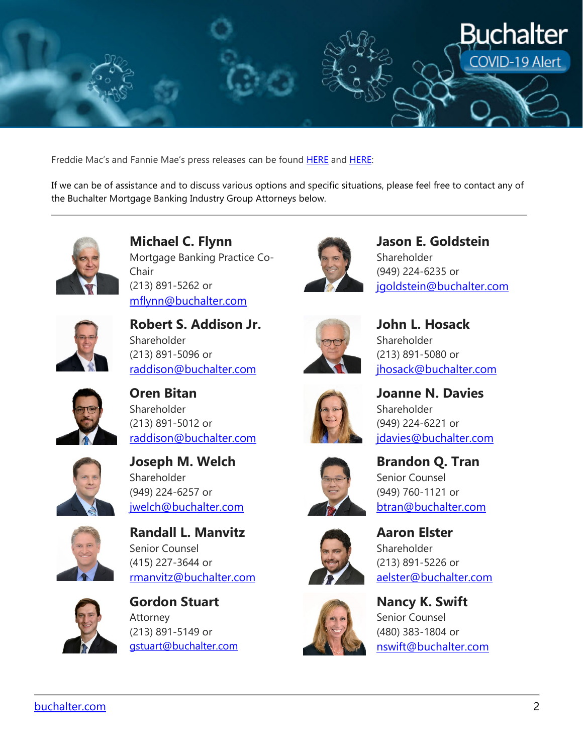Freddie Mac's and Fannie Mae's press releases can be found HERE and HERE:

If we can be of assistance and to discuss various options and specific situations, please feel free to contact any of the Buchalter Mortgage Banking Industry Group Attorneys below.

---

**Michael C. Flynn**
Mortgage Banking Practice Co-Chair
(213) 891-5262 or
mflynn@buchalter.com

**Robert S. Addison Jr.**
Shareholder
(213) 891-5096 or
raddison@buchalter.com

**Oren Bitan**
Shareholder
(213) 891-5012 or
raddison@buchalter.com

**Joseph M. Welch**
Shareholder
(949) 224-6257 or
jwelch@buchalter.com

**Randall L. Manvitz**
Senior Counsel
(415) 227-3644 or
rmanvitz@buchalter.com

**Gordon Stuart**
Attorney
(213) 891-5149 or
gstuart@buchalter.com

**Jason E. Goldstein**
Shareholder
(949) 224-6235 or
jgoldstein@buchalter.com

**John L. Hosack**
Shareholder
(213) 891-5080 or
jhosack@buchalter.com

**Joanne N. Davies**
Shareholder
(949) 224-6221 or
jdavies@buchalter.com

**Brandon Q. Tran**
Senior Counsel
(949) 760-1121 or
btran@buchalter.com

**Aaron Elster**
Shareholder
(213) 891-5226 or
aelster@buchalter.com

**Nancy K. Swift**
Senior Counsel
(480) 383-1804 or
nswift@buchalter.com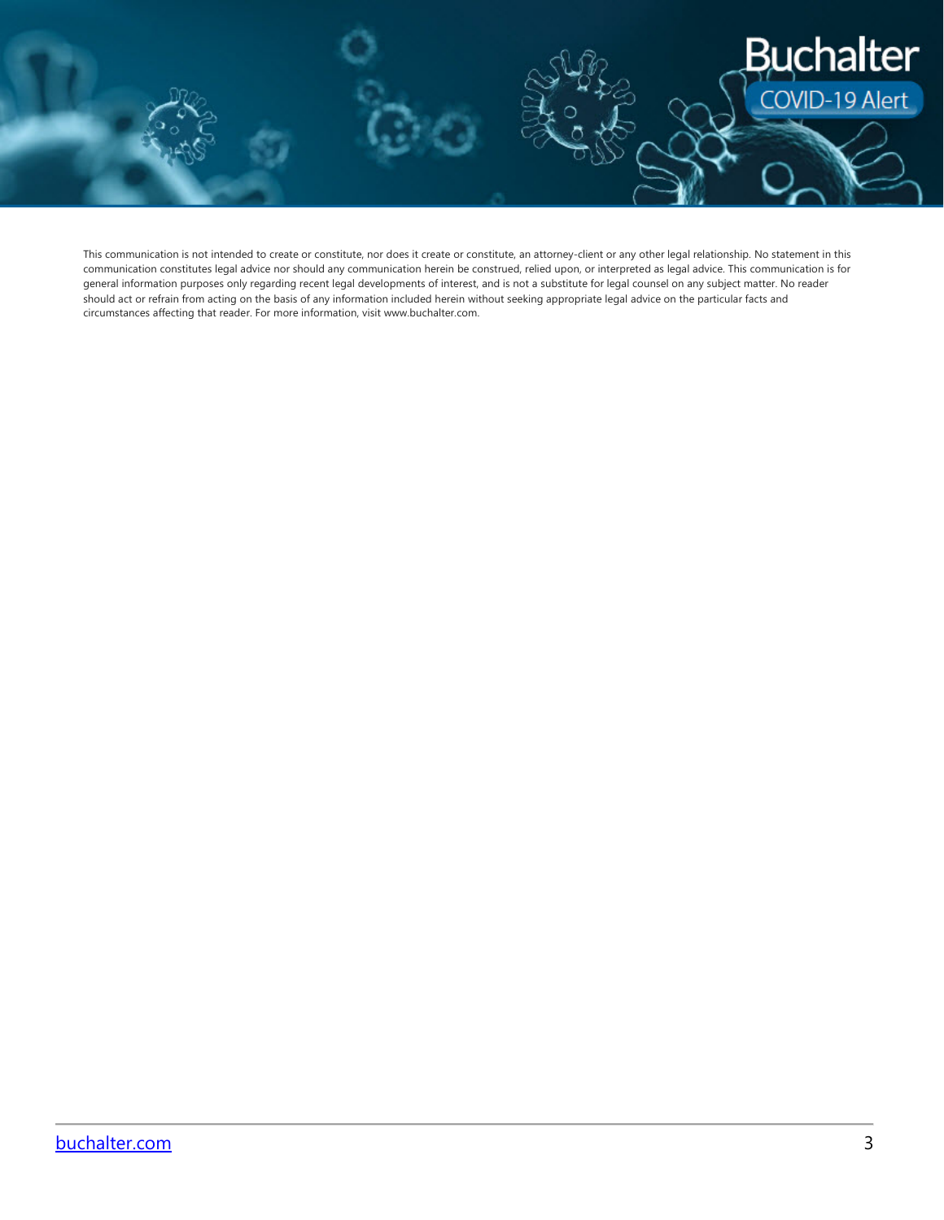This communication is not intended to create or constitute, nor does it create or constitute, an attorney-client or any other legal relationship. No statement in this communication constitutes legal advice nor should any communication herein be construed, relied upon, or interpreted as legal advice. This communication is for general information purposes only regarding recent legal developments of interest, and is not a substitute for legal counsel on any subject matter. No reader should act or refrain from acting on the basis of any information included herein without seeking appropriate legal advice on the particular facts and circumstances affecting that reader. For more information, visit www.buchalter.com.